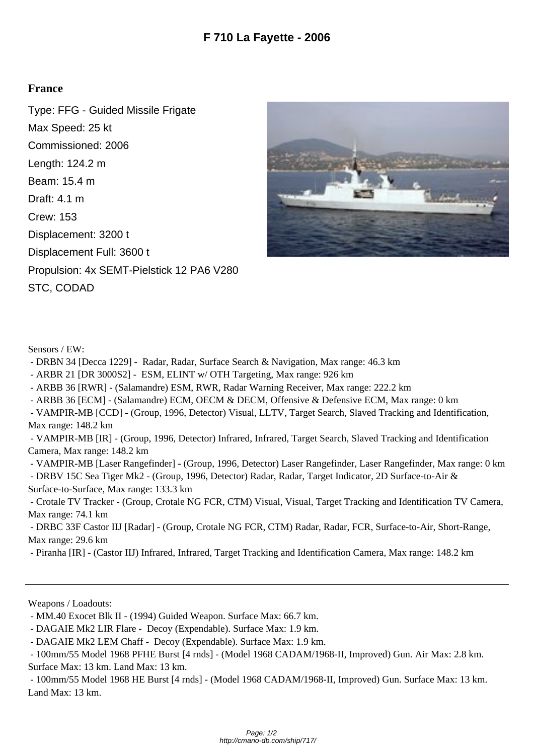# F 710 La Fayette - 2006

**France**

Type: FFG - Guided Missile Frigate

Max Speed: 25 kt

Commissioned: 2006

Length: 124.2 m

Beam: 15.4 m

Draft: 4.1 m

Crew: 153

Displacement: 3200 t

Displacement Full: 3600 t

Propulsion: 4x SEMT-Pielstick 12 PA6 V280 STC, CODAD

Sensors / EW:

- DRBN 34 [Decca 1229] - Radar, Radar, Surface Search & Navigation, Max range: 46.3 km
- ARBR 21 [DR 3000S2] - ESM, ELINT w/ OTH Targeting, Max range: 926 km
- ARBB 36 [RWR] - (Salamandre) ESM, RWR, Radar Warning Receiver, Max range: 222.2 km
- ARBB 36 [ECM] - (Salamandre) ECM, OECM & DECM, Offensive & Defensive ECM, Max range: 0 km
- VAMPIR-MB [CCD] - (Group, 1996, Detector) Visual, LLTV, Target Search, Slaved Tracking and Identification, Max range: 148.2 km
- VAMPIR-MB [IR] - (Group, 1996, Detector) Infrared, Infrared, Target Search, Slaved Tracking and Identification Camera, Max range: 148.2 km
- VAMPIR-MB [Laser Rangefinder] - (Group, 1996, Detector) Laser Rangefinder, Laser Rangefinder, Max range: 0 km
- DRBV 15C Sea Tiger Mk2 - (Group, 1996, Detector) Radar, Radar, Target Indicator, 2D Surface-to-Air & Surface-to-Surface, Max range: 133.3 km
- Crotale TV Tracker - (Group, Crotale NG FCR, CTM) Visual, Visual, Target Tracking and Identification TV Camera, Max range: 74.1 km
- DRBC 33F Castor IIJ [Radar] - (Group, Crotale NG FCR, CTM) Radar, Radar, FCR, Surface-to-Air, Short-Range, Max range: 29.6 km
- Piranha [IR] - (Castor IIJ) Infrared, Infrared, Target Tracking and Identification Camera, Max range: 148.2 km

---

Weapons / Loadouts:

- MM.40 Exocet Blk II - (1994) Guided Weapon. Surface Max: 66.7 km.
- DAGAIE Mk2 LIR Flare - Decoy (Expendable). Surface Max: 1.9 km.
- DAGAIE Mk2 LEM Chaff - Decoy (Expendable). Surface Max: 1.9 km.
- 100mm/55 Model 1968 PFHE Burst [4 rnds] - (Model 1968 CADAM/1968-II, Improved) Gun. Air Max: 2.8 km. Surface Max: 13 km. Land Max: 13 km.
- 100mm/55 Model 1968 HE Burst [4 rnds] - (Model 1968 CADAM/1968-II, Improved) Gun. Surface Max: 13 km. Land Max: 13 km.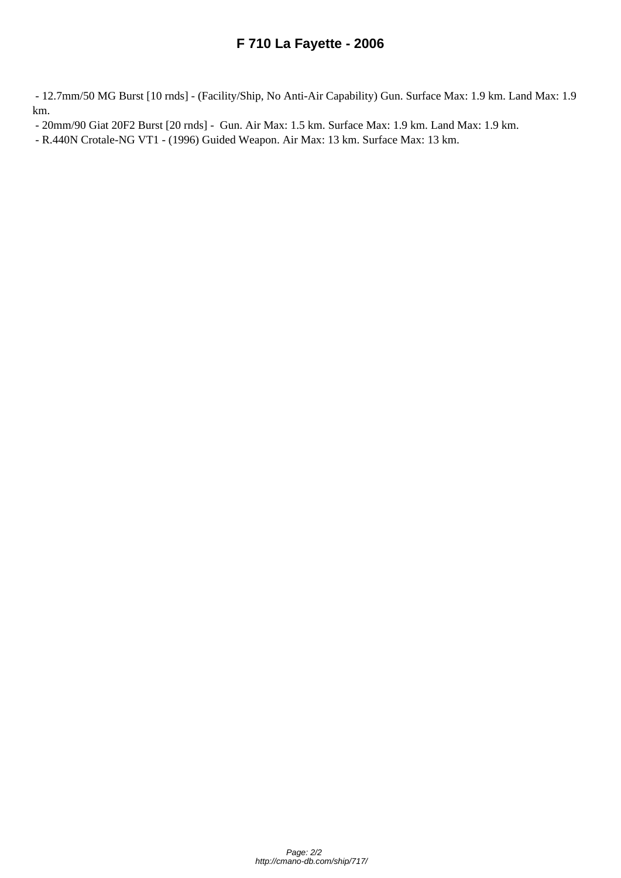- 12.7mm/50 MG Burst [10 rnds] - (Facility/Ship, No Anti-Air Capability) Gun. Surface Max: 1.9 km. Land Max: 1.9 km.
- 20mm/90 Giat 20F2 Burst [20 rnds] - Gun. Air Max: 1.5 km. Surface Max: 1.9 km. Land Max: 1.9 km.
- R.440N Crotale-NG VT1 - (1996) Guided Weapon. Air Max: 13 km. Surface Max: 13 km.